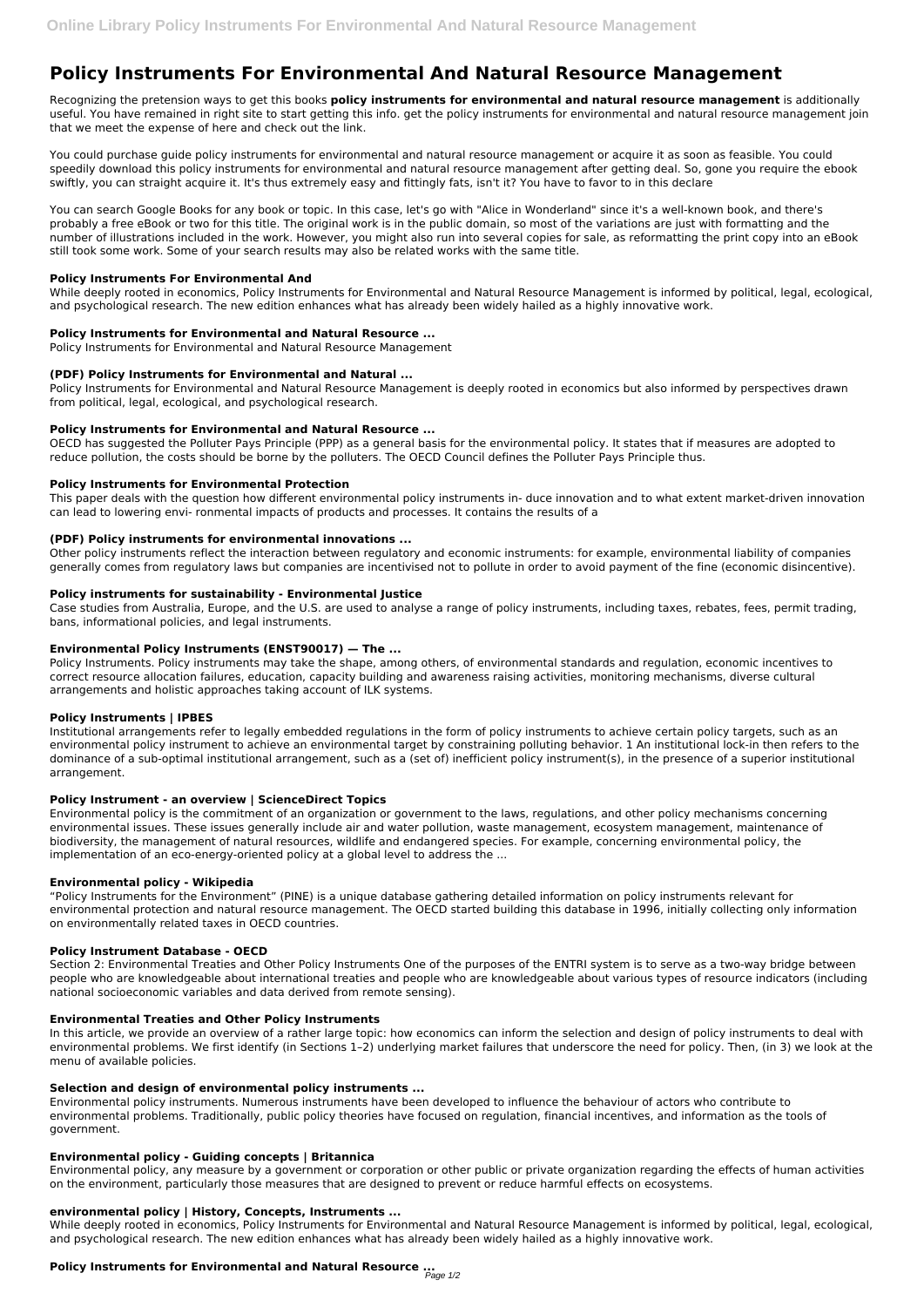# Policy Instruments For Environmental And Natural Resource Management

Recognizing the pretension ways to get this books **policy instruments for environmental and natural resource management** is additionally useful. You have remained in right site to start getting this info. get the policy instruments for environmental and natural resource management join that we meet the expense of here and check out the link.

You could purchase guide policy instruments for environmental and natural resource management or acquire it as soon as feasible. You could speedily download this policy instruments for environmental and natural resource management after getting deal. So, gone you require the ebook swiftly, you can straight acquire it. It's thus extremely easy and fittingly fats, isn't it? You have to favor to in this declare

You can search Google Books for any book or topic. In this case, let's go with "Alice in Wonderland" since it's a well-known book, and there's probably a free eBook or two for this title. The original work is in the public domain, so most of the variations are just with formatting and the number of illustrations included in the work. However, you might also run into several copies for sale, as reformatting the print copy into an eBook still took some work. Some of your search results may also be related works with the same title.

### Policy Instruments For Environmental And

While deeply rooted in economics, Policy Instruments for Environmental and Natural Resource Management is informed by political, legal, ecological, and psychological research. The new edition enhances what has already been widely hailed as a highly innovative work.

### Policy Instruments for Environmental and Natural Resource ...

Policy Instruments for Environmental and Natural Resource Management

### (PDF) Policy Instruments for Environmental and Natural ...

Policy Instruments for Environmental and Natural Resource Management is deeply rooted in economics but also informed by perspectives drawn from political, legal, ecological, and psychological research.

### Policy Instruments for Environmental and Natural Resource ...

OECD has suggested the Polluter Pays Principle (PPP) as a general basis for the environmental policy. It states that if measures are adopted to reduce pollution, the costs should be borne by the polluters. The OECD Council defines the Polluter Pays Principle thus.

### Policy Instruments for Environmental Protection

This paper deals with the question how different environmental policy instruments in- duce innovation and to what extent market-driven innovation can lead to lowering envi- ronmental impacts of products and processes. It contains the results of a

### (PDF) Policy instruments for environmental innovations ...

Other policy instruments reflect the interaction between regulatory and economic instruments: for example, environmental liability of companies generally comes from regulatory laws but companies are incentivised not to pollute in order to avoid payment of the fine (economic disincentive).

### Policy instruments for sustainability - Environmental Justice

Case studies from Australia, Europe, and the U.S. are used to analyse a range of policy instruments, including taxes, rebates, fees, permit trading, bans, informational policies, and legal instruments.

### Environmental Policy Instruments (ENST90017) — The ...

Policy Instruments. Policy instruments may take the shape, among others, of environmental standards and regulation, economic incentives to correct resource allocation failures, education, capacity building and awareness raising activities, monitoring mechanisms, diverse cultural arrangements and holistic approaches taking account of ILK systems.

### Policy Instruments | IPBES

Institutional arrangements refer to legally embedded regulations in the form of policy instruments to achieve certain policy targets, such as an environmental policy instrument to achieve an environmental target by constraining polluting behavior. 1 An institutional lock-in then refers to the dominance of a sub-optimal institutional arrangement, such as a (set of) inefficient policy instrument(s), in the presence of a superior institutional arrangement.

### Policy Instrument - an overview | ScienceDirect Topics

Environmental policy is the commitment of an organization or government to the laws, regulations, and other policy mechanisms concerning environmental issues. These issues generally include air and water pollution, waste management, ecosystem management, maintenance of biodiversity, the management of natural resources, wildlife and endangered species. For example, concerning environmental policy, the implementation of an eco-energy-oriented policy at a global level to address the ...

### Environmental policy - Wikipedia

"Policy Instruments for the Environment" (PINE) is a unique database gathering detailed information on policy instruments relevant for environmental protection and natural resource management. The OECD started building this database in 1996, initially collecting only information on environmentally related taxes in OECD countries.

### Policy Instrument Database - OECD

Section 2: Environmental Treaties and Other Policy Instruments One of the purposes of the ENTRI system is to serve as a two-way bridge between people who are knowledgeable about international treaties and people who are knowledgeable about various types of resource indicators (including national socioeconomic variables and data derived from remote sensing).

### Environmental Treaties and Other Policy Instruments

In this article, we provide an overview of a rather large topic: how economics can inform the selection and design of policy instruments to deal with environmental problems. We first identify (in Sections 1–2) underlying market failures that underscore the need for policy. Then, (in 3) we look at the menu of available policies.

### Selection and design of environmental policy instruments ...

Environmental policy instruments. Numerous instruments have been developed to influence the behaviour of actors who contribute to environmental problems. Traditionally, public policy theories have focused on regulation, financial incentives, and information as the tools of government.

### Environmental policy - Guiding concepts | Britannica

Environmental policy, any measure by a government or corporation or other public or private organization regarding the effects of human activities on the environment, particularly those measures that are designed to prevent or reduce harmful effects on ecosystems.

### environmental policy | History, Concepts, Instruments ...

While deeply rooted in economics, Policy Instruments for Environmental and Natural Resource Management is informed by political, legal, ecological, and psychological research. The new edition enhances what has already been widely hailed as a highly innovative work.

### Policy Instruments for Environmental and Natural Resource ...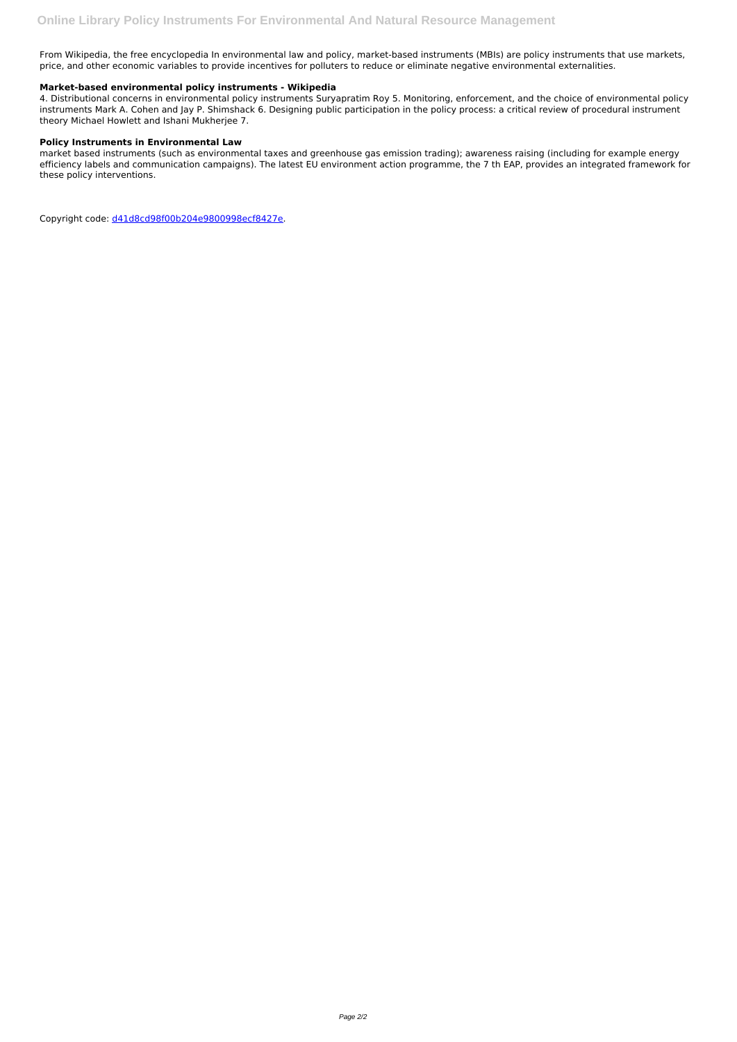From Wikipedia, the free encyclopedia In environmental law and policy, market-based instruments (MBIs) are policy instruments that use markets, price, and other economic variables to provide incentives for polluters to reduce or eliminate negative environmental externalities.

**Market-based environmental policy instruments - Wikipedia**

4. Distributional concerns in environmental policy instruments Suryapratim Roy 5. Monitoring, enforcement, and the choice of environmental policy instruments Mark A. Cohen and Jay P. Shimshack 6. Designing public participation in the policy process: a critical review of procedural instrument theory Michael Howlett and Ishani Mukherjee 7.

**Policy Instruments in Environmental Law**

market based instruments (such as environmental taxes and greenhouse gas emission trading); awareness raising (including for example energy efficiency labels and communication campaigns). The latest EU environment action programme, the 7 th EAP, provides an integrated framework for these policy interventions.

Copyright code: d41d8cd98f00b204e9800998ecf8427e.